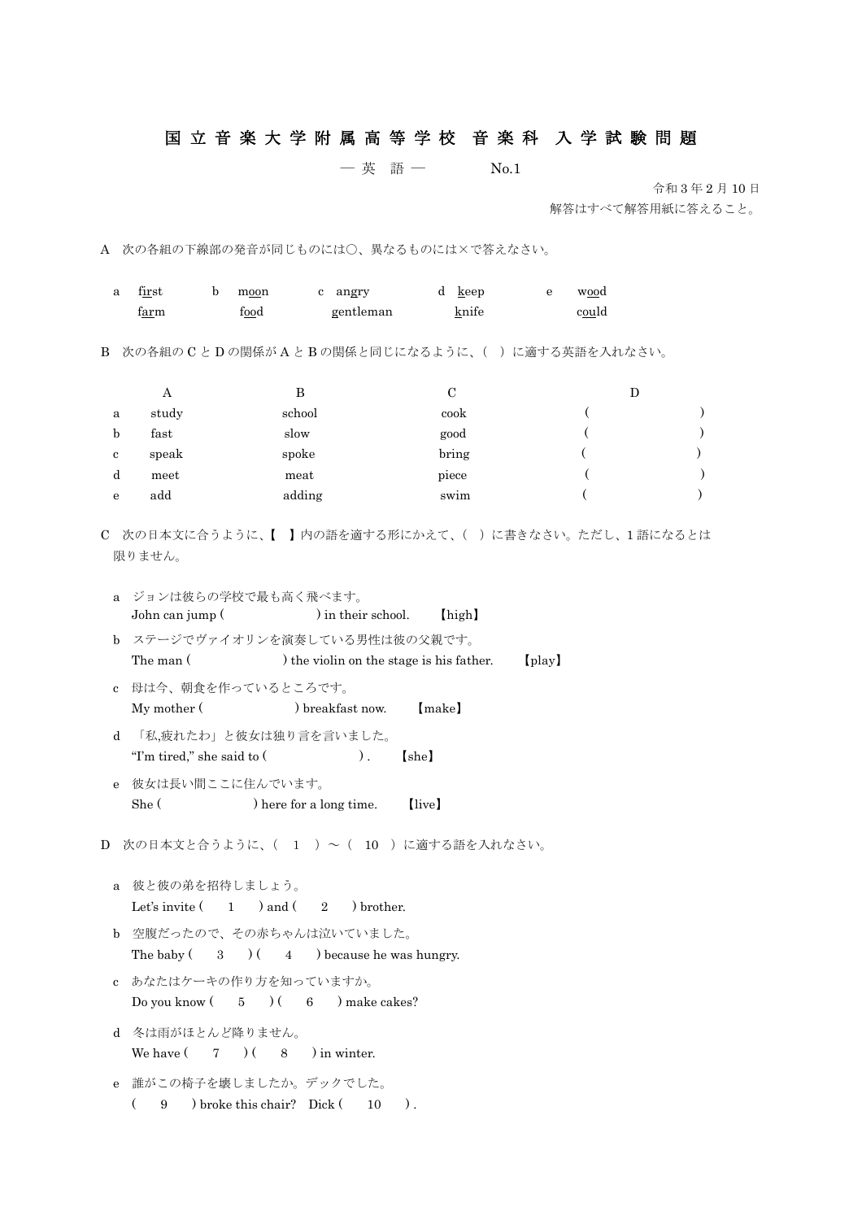# 国立音楽大学附属高等学校　音楽科　入学試験問題

— 英　語 —　　　　No.1

令和３年２月 10 日

解答はすべて解答用紙に答えること。

A　次の各組の下線部の発音が同じものには○、異なるものには×で答えなさい。

| a | b | c | d | e |
|---|---|---|---|---|
| f<u>ir</u>st | m<u>oo</u>n | <u>an</u>gry | <u>k</u>eep | w<u>oo</u>d |
| f<u>ar</u>m | f<u>oo</u>d | gentleman | <u>k</u>nife | c<u>ou</u>ld |

B　次の各組の C と D の関係が A と B の関係と同じになるように、(　) に適する英語を入れなさい。

| | A | B | C | D |
|---|---|---|---|---|
| a | study | school | cook | (　　　　　) |
| b | fast | slow | good | (　　　　　) |
| c | speak | spoke | bring | (　　　　　) |
| d | meet | meat | piece | (　　　　　) |
| e | add | adding | swim | (　　　　　) |

C　次の日本文に合うように、【　】内の語を適する形にかえて、(　) に書きなさい。ただし、1 語になるとは限りません。

a　ジョンは彼らの学校で最も高く飛べます。
John can jump (　　　　　　) in their school.　　【high】

b　ステージでヴァイオリンを演奏している男性は彼の父親です。
The man (　　　　　　) the violin on the stage is his father.　　【play】

c　母は今、朝食を作っているところです。
My mother (　　　　　　) breakfast now.　　【make】

d　「私,疲れたわ」と彼女は独り言を言いました。
"I'm tired," she said to (　　　　　　) .　　【she】

e　彼女は長い間ここに住んでいます。
She (　　　　　　) here for a long time.　　【live】

D　次の日本文と合うように、(　1　) ～ (　10　) に適する語を入れなさい。

a　彼と彼の弟を招待しましょう。
Let's invite (　1　) and (　2　) brother.

b　空腹だったので、その赤ちゃんは泣いていました。
The baby (　3　) (　4　) because he was hungry.

c　あなたはケーキの作り方を知っていますか。
Do you know (　5　) (　6　) make cakes?

d　冬は雨がほとんど降りません。
We have (　7　) (　8　) in winter.

e　誰がこの椅子を壊しましたか。デックでした。
(　9　) broke this chair?　Dick (　10　) .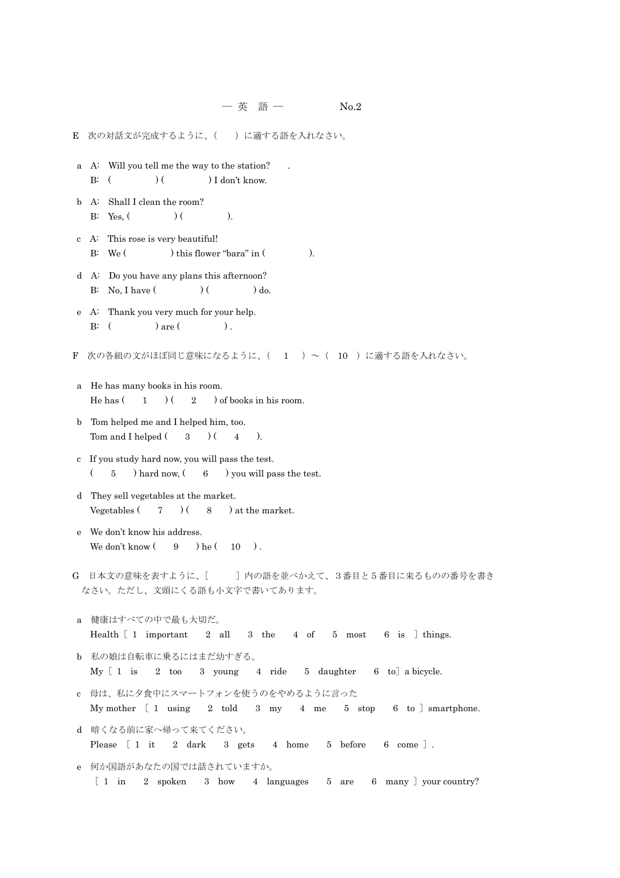— 英　語 —　　　　　No.2

E　次の対話文が完成するように、(　　) に適する語を入れなさい。

a　A:　Will you tell me the way to the station?　　.
　 B:　(　　　　　) (　　　　　) I don't know.

b　A:　Shall I clean the room?
　 B:　Yes, (　　　　　) (　　　　　).

c　A:　This rose is very beautiful!
　 B:　We (　　　　　) this flower "bara" in (　　　　　).

d　A:　Do you have any plans this afternoon?
　 B:　No, I have (　　　　　) (　　　　　) do.

e　A:　Thank you very much for your help.
　 B:　(　　　　　) are (　　　　　) .

F　次の各組の文がほぼ同じ意味になるように、(　1　) ～ (　10　) に適する語を入れなさい。

a　He has many books in his room.
　 He has (　1　) (　2　) of books in his room.

b　Tom helped me and I helped him, too.
　 Tom and I helped (　3　) (　4　).

c　If you study hard now, you will pass the test.
　 (　5　) hard now, (　6　) you will pass the test.

d　They sell vegetables at the market.
　 Vegetables (　7　) (　8　) at the market.

e　We don't know his address.
　 We don't know (　9　) he (　10　) .

G　日本文の意味を表すように、[　　　] 内の語を並べかえて、３番目と５番目に来るものの番号を書きなさい。ただし、文頭にくる語も小文字で書いてあります。

a　健康はすべての中で最も大切だ。
　 Health [ 1　important　2　all　3　the　4　of　5　most　6　is ] things.

b　私の娘は自転車に乗るにはまだ幼すぎる。
　 My [ 1　is　2　too　3　young　4　ride　5　daughter　6　to ] a bicycle.

c　母は、私に夕食中にスマートフォンを使うのをやめるように言った
　 My mother [ 1　using　2　told　3　my　4　me　5　stop　6　to ] smartphone.

d　暗くなる前に家へ帰って来てください。
　 Please [ 1　it　2　dark　3　gets　4　home　5　before　6　come ] .

e　何か国語があなたの国では話されていますか。
　 [ 1　in　2　spoken　3　how　4　languages　5　are　6　many ] your country?